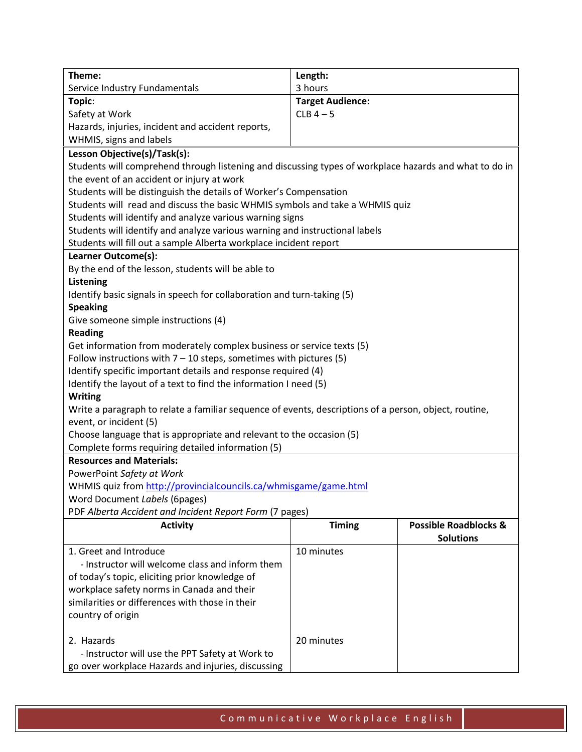| **Theme:**<br>Service Industry Fundamentals | **Length:**<br>3 hours |
|---|---|
| **Topic**:<br>Safety at Work<br>Hazards, injuries, incident and accident reports, WHMIS, signs and labels | **Target Audience:**<br>CLB 4 – 5 |

**Lesson Objective(s)/Task(s):**

Students will comprehend through listening and discussing types of workplace hazards and what to do in the event of an accident or injury at work

Students will be distinguish the details of Worker's Compensation

Students will read and discuss the basic WHMIS symbols and take a WHMIS quiz

Students will identify and analyze various warning signs

Students will identify and analyze various warning and instructional labels

Students will fill out a sample Alberta workplace incident report

**Learner Outcome(s):**

By the end of the lesson, students will be able to

**Listening**

Identify basic signals in speech for collaboration and turn-taking (5)

**Speaking**

Give someone simple instructions (4)

**Reading**

Get information from moderately complex business or service texts (5)

Follow instructions with 7 – 10 steps, sometimes with pictures (5)

Identify specific important details and response required (4)

Identify the layout of a text to find the information I need (5)

**Writing**

Write a paragraph to relate a familiar sequence of events, descriptions of a person, object, routine, event, or incident (5)

Choose language that is appropriate and relevant to the occasion (5)

Complete forms requiring detailed information (5)

**Resources and Materials:**

PowerPoint *Safety at Work*

WHMIS quiz from http://provincialcouncils.ca/whmisgame/game.html

Word Document *Labels* (6pages)

PDF *Alberta Accident and Incident Report Form* (7 pages)

| Activity | Timing | Possible Roadblocks & Solutions |
|---|---|---|
| 1. Greet and Introduce<br>- Instructor will welcome class and inform them of today's topic, eliciting prior knowledge of workplace safety norms in Canada and their similarities or differences with those in their country of origin | 10 minutes | |
| 2. Hazards<br>- Instructor will use the PPT Safety at Work to go over workplace Hazards and injuries, discussing | 20 minutes | |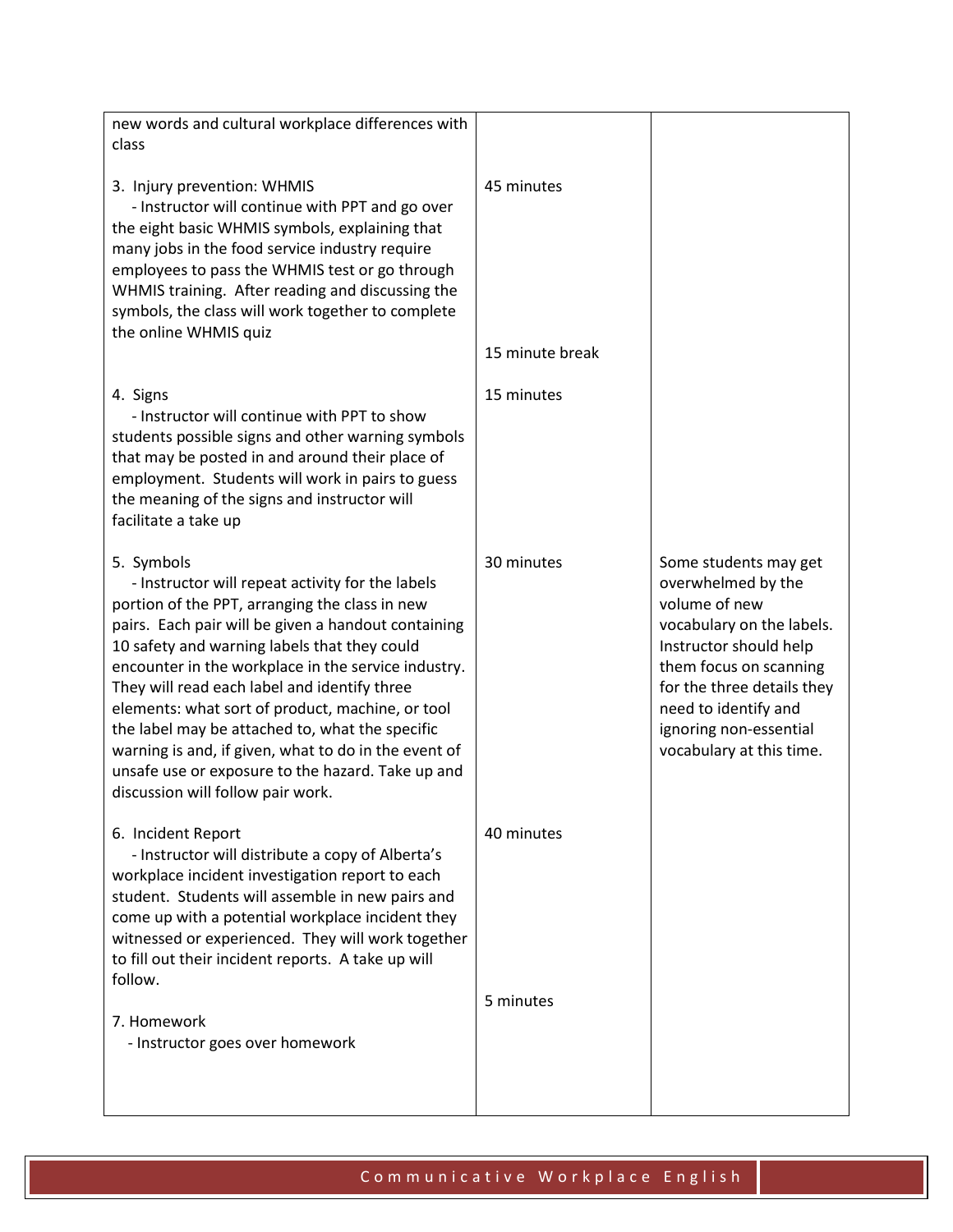| | | |
|---|---|---|
| new words and cultural workplace differences with class | | |
| 3. Injury prevention: WHMIS<br>- Instructor will continue with PPT and go over the eight basic WHMIS symbols, explaining that many jobs in the food service industry require employees to pass the WHMIS test or go through WHMIS training. After reading and discussing the symbols, the class will work together to complete the online WHMIS quiz | 45 minutes<br><br>15 minute break | |
| 4. Signs<br>- Instructor will continue with PPT to show students possible signs and other warning symbols that may be posted in and around their place of employment. Students will work in pairs to guess the meaning of the signs and instructor will facilitate a take up | 15 minutes | |
| 5. Symbols<br>- Instructor will repeat activity for the labels portion of the PPT, arranging the class in new pairs. Each pair will be given a handout containing 10 safety and warning labels that they could encounter in the workplace in the service industry. They will read each label and identify three elements: what sort of product, machine, or tool the label may be attached to, what the specific warning is and, if given, what to do in the event of unsafe use or exposure to the hazard. Take up and discussion will follow pair work. | 30 minutes | Some students may get overwhelmed by the volume of new vocabulary on the labels. Instructor should help them focus on scanning for the three details they need to identify and ignoring non-essential vocabulary at this time. |
| 6. Incident Report<br>- Instructor will distribute a copy of Alberta's workplace incident investigation report to each student. Students will assemble in new pairs and come up with a potential workplace incident they witnessed or experienced. They will work together to fill out their incident reports. A take up will follow. | 40 minutes | |
| 7. Homework<br>- Instructor goes over homework | 5 minutes | |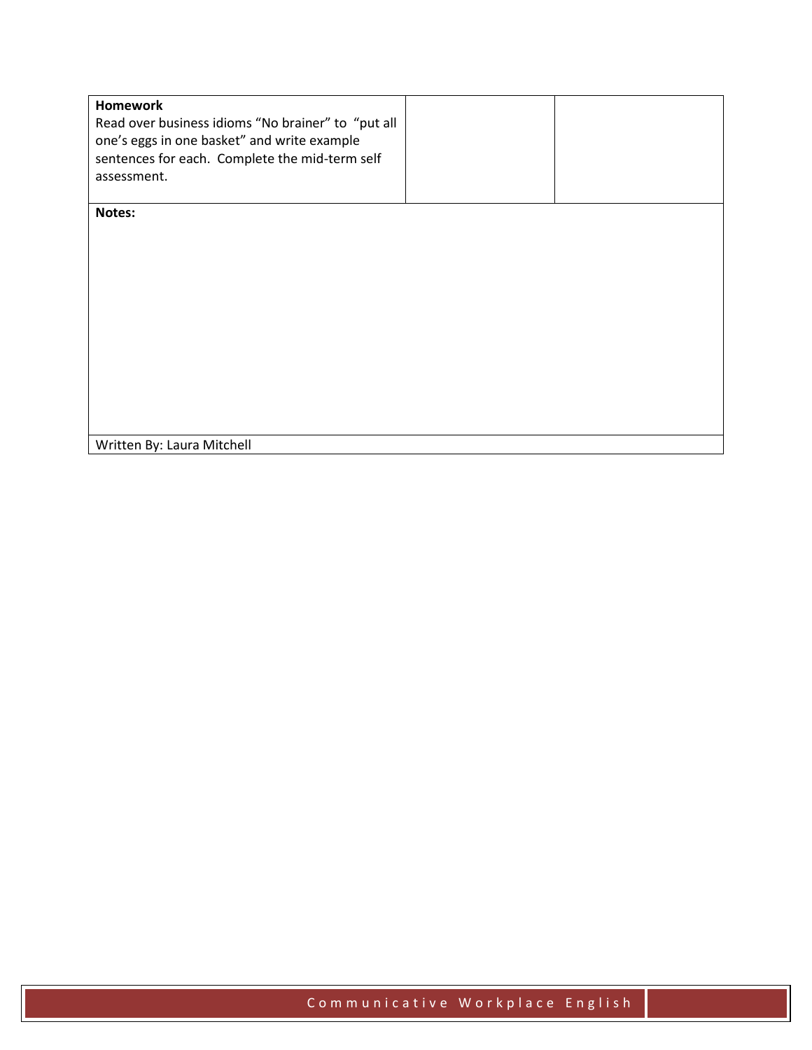| | | |
|---|---|---|
| **Homework**<br>Read over business idioms "No brainer" to "put all one's eggs in one basket" and write example sentences for each. Complete the mid-term self assessment. | | |
| **Notes:** | | |
| Written By: Laura Mitchell | | |